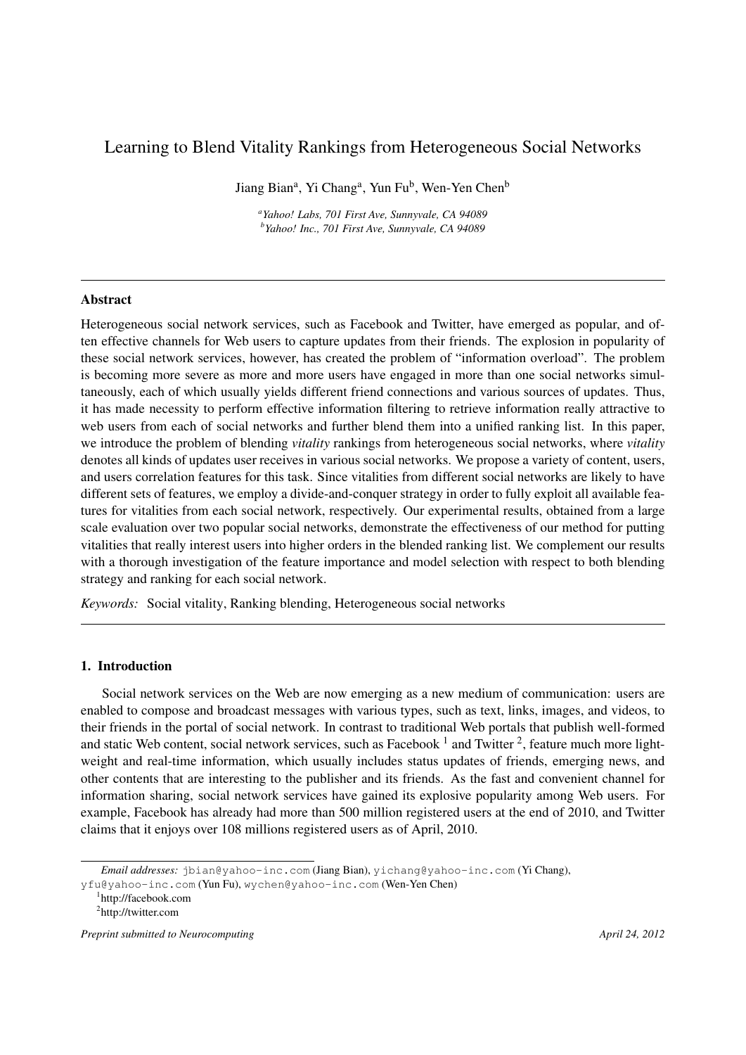# Learning to Blend Vitality Rankings from Heterogeneous Social Networks

Jiang Bian[a], Yi Chang[a], Yun Fu[b], Wen-Yen Chen[b]

[a] *Yahoo! Labs, 701 First Ave, Sunnyvale, CA 94089*
[b] *Yahoo! Inc., 701 First Ave, Sunnyvale, CA 94089*

---

## Abstract

Heterogeneous social network services, such as Facebook and Twitter, have emerged as popular, and often effective channels for Web users to capture updates from their friends. The explosion in popularity of these social network services, however, has created the problem of "information overload". The problem is becoming more severe as more and more users have engaged in more than one social networks simultaneously, each of which usually yields different friend connections and various sources of updates. Thus, it has made necessity to perform effective information filtering to retrieve information really attractive to web users from each of social networks and further blend them into a unified ranking list. In this paper, we introduce the problem of blending *vitality* rankings from heterogeneous social networks, where *vitality* denotes all kinds of updates user receives in various social networks. We propose a variety of content, users, and users correlation features for this task. Since vitalities from different social networks are likely to have different sets of features, we employ a divide-and-conquer strategy in order to fully exploit all available features for vitalities from each social network, respectively. Our experimental results, obtained from a large scale evaluation over two popular social networks, demonstrate the effectiveness of our method for putting vitalities that really interest users into higher orders in the blended ranking list. We complement our results with a thorough investigation of the feature importance and model selection with respect to both blending strategy and ranking for each social network.

*Keywords:* Social vitality, Ranking blending, Heterogeneous social networks

---

## 1. Introduction

Social network services on the Web are now emerging as a new medium of communication: users are enabled to compose and broadcast messages with various types, such as text, links, images, and videos, to their friends in the portal of social network. In contrast to traditional Web portals that publish well-formed and static Web content, social network services, such as Facebook [1] and Twitter [2], feature much more lightweight and real-time information, which usually includes status updates of friends, emerging news, and other contents that are interesting to the publisher and its friends. As the fast and convenient channel for information sharing, social network services have gained its explosive popularity among Web users. For example, Facebook has already had more than 500 million registered users at the end of 2010, and Twitter claims that it enjoys over 108 millions registered users as of April, 2010.

---

*Email addresses:* jbian@yahoo-inc.com (Jiang Bian), yichang@yahoo-inc.com (Yi Chang), yfu@yahoo-inc.com (Yun Fu), wychen@yahoo-inc.com (Wen-Yen Chen)

[1] http://facebook.com

[2] http://twitter.com

*Preprint submitted to Neurocomputing* *April 24, 2012*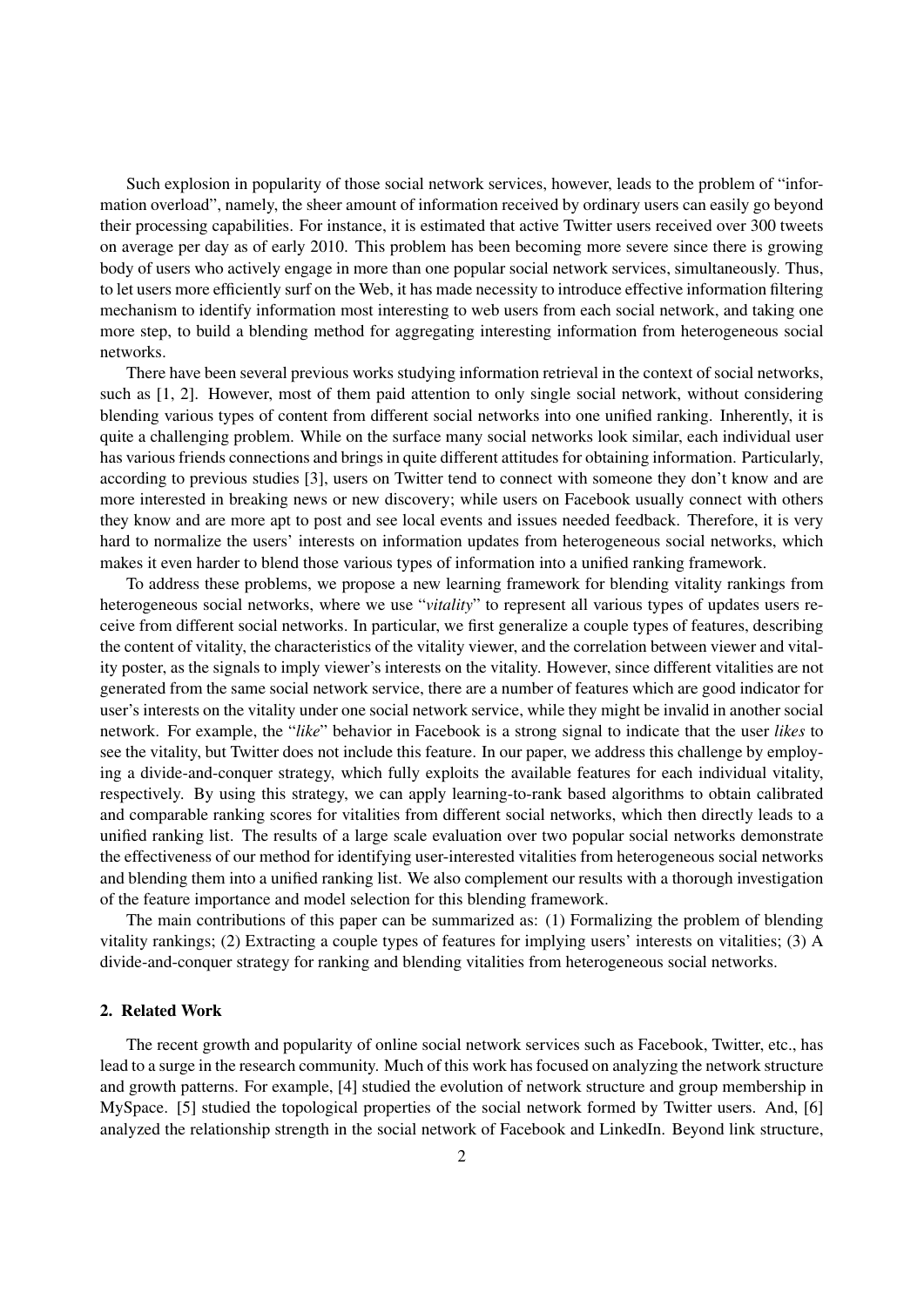Such explosion in popularity of those social network services, however, leads to the problem of "information overload", namely, the sheer amount of information received by ordinary users can easily go beyond their processing capabilities. For instance, it is estimated that active Twitter users received over 300 tweets on average per day as of early 2010. This problem has been becoming more severe since there is growing body of users who actively engage in more than one popular social network services, simultaneously. Thus, to let users more efficiently surf on the Web, it has made necessity to introduce effective information filtering mechanism to identify information most interesting to web users from each social network, and taking one more step, to build a blending method for aggregating interesting information from heterogeneous social networks.

There have been several previous works studying information retrieval in the context of social networks, such as [1, 2]. However, most of them paid attention to only single social network, without considering blending various types of content from different social networks into one unified ranking. Inherently, it is quite a challenging problem. While on the surface many social networks look similar, each individual user has various friends connections and brings in quite different attitudes for obtaining information. Particularly, according to previous studies [3], users on Twitter tend to connect with someone they don't know and are more interested in breaking news or new discovery; while users on Facebook usually connect with others they know and are more apt to post and see local events and issues needed feedback. Therefore, it is very hard to normalize the users' interests on information updates from heterogeneous social networks, which makes it even harder to blend those various types of information into a unified ranking framework.

To address these problems, we propose a new learning framework for blending vitality rankings from heterogeneous social networks, where we use "*vitality*" to represent all various types of updates users receive from different social networks. In particular, we first generalize a couple types of features, describing the content of vitality, the characteristics of the vitality viewer, and the correlation between viewer and vitality poster, as the signals to imply viewer's interests on the vitality. However, since different vitalities are not generated from the same social network service, there are a number of features which are good indicator for user's interests on the vitality under one social network service, while they might be invalid in another social network. For example, the "*like*" behavior in Facebook is a strong signal to indicate that the user *likes* to see the vitality, but Twitter does not include this feature. In our paper, we address this challenge by employing a divide-and-conquer strategy, which fully exploits the available features for each individual vitality, respectively. By using this strategy, we can apply learning-to-rank based algorithms to obtain calibrated and comparable ranking scores for vitalities from different social networks, which then directly leads to a unified ranking list. The results of a large scale evaluation over two popular social networks demonstrate the effectiveness of our method for identifying user-interested vitalities from heterogeneous social networks and blending them into a unified ranking list. We also complement our results with a thorough investigation of the feature importance and model selection for this blending framework.

The main contributions of this paper can be summarized as: (1) Formalizing the problem of blending vitality rankings; (2) Extracting a couple types of features for implying users' interests on vitalities; (3) A divide-and-conquer strategy for ranking and blending vitalities from heterogeneous social networks.

## 2. Related Work

The recent growth and popularity of online social network services such as Facebook, Twitter, etc., has lead to a surge in the research community. Much of this work has focused on analyzing the network structure and growth patterns. For example, [4] studied the evolution of network structure and group membership in MySpace. [5] studied the topological properties of the social network formed by Twitter users. And, [6] analyzed the relationship strength in the social network of Facebook and LinkedIn. Beyond link structure,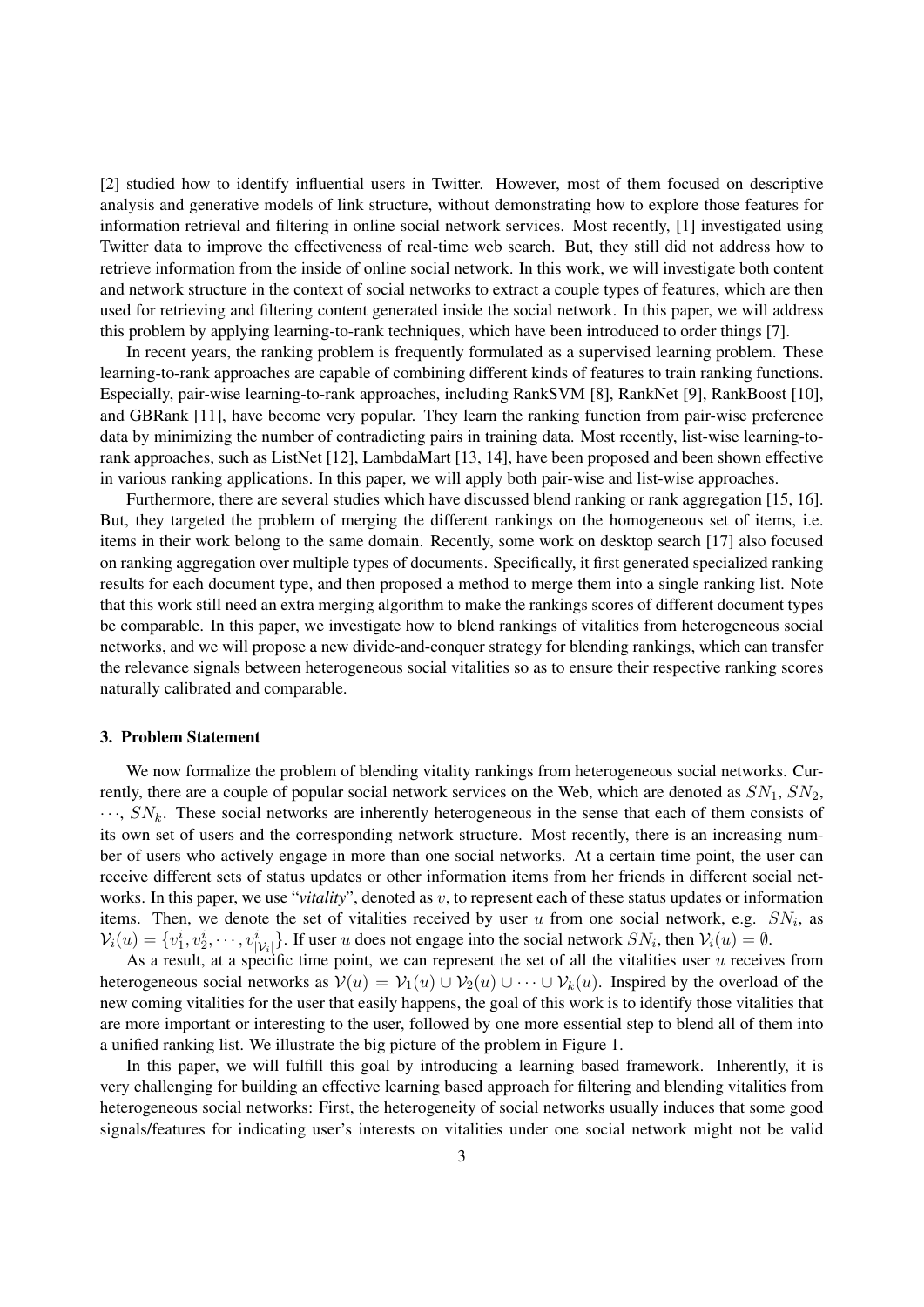[2] studied how to identify influential users in Twitter. However, most of them focused on descriptive analysis and generative models of link structure, without demonstrating how to explore those features for information retrieval and filtering in online social network services. Most recently, [1] investigated using Twitter data to improve the effectiveness of real-time web search. But, they still did not address how to retrieve information from the inside of online social network. In this work, we will investigate both content and network structure in the context of social networks to extract a couple types of features, which are then used for retrieving and filtering content generated inside the social network. In this paper, we will address this problem by applying learning-to-rank techniques, which have been introduced to order things [7].

In recent years, the ranking problem is frequently formulated as a supervised learning problem. These learning-to-rank approaches are capable of combining different kinds of features to train ranking functions. Especially, pair-wise learning-to-rank approaches, including RankSVM [8], RankNet [9], RankBoost [10], and GBRank [11], have become very popular. They learn the ranking function from pair-wise preference data by minimizing the number of contradicting pairs in training data. Most recently, list-wise learning-to-rank approaches, such as ListNet [12], LambdaMart [13, 14], have been proposed and been shown effective in various ranking applications. In this paper, we will apply both pair-wise and list-wise approaches.

Furthermore, there are several studies which have discussed blend ranking or rank aggregation [15, 16]. But, they targeted the problem of merging the different rankings on the homogeneous set of items, i.e. items in their work belong to the same domain. Recently, some work on desktop search [17] also focused on ranking aggregation over multiple types of documents. Specifically, it first generated specialized ranking results for each document type, and then proposed a method to merge them into a single ranking list. Note that this work still need an extra merging algorithm to make the rankings scores of different document types be comparable. In this paper, we investigate how to blend rankings of vitalities from heterogeneous social networks, and we will propose a new divide-and-conquer strategy for blending rankings, which can transfer the relevance signals between heterogeneous social vitalities so as to ensure their respective ranking scores naturally calibrated and comparable.

### 3. Problem Statement

We now formalize the problem of blending vitality rankings from heterogeneous social networks. Currently, there are a couple of popular social network services on the Web, which are denoted as $SN_1$, $SN_2$, $\cdots$, $SN_k$. These social networks are inherently heterogeneous in the sense that each of them consists of its own set of users and the corresponding network structure. Most recently, there is an increasing number of users who actively engage in more than one social networks. At a certain time point, the user can receive different sets of status updates or other information items from her friends in different social networks. In this paper, we use "*vitality*", denoted as $v$, to represent each of these status updates or information items. Then, we denote the set of vitalities received by user $u$ from one social network, e.g. $SN_i$, as $\mathcal{V}_i(u) = \{v_1^i, v_2^i, \cdots, v_{|\mathcal{V}_i|}^i\}$. If user $u$ does not engage into the social network $SN_i$, then $\mathcal{V}_i(u) = \emptyset$.

As a result, at a specific time point, we can represent the set of all the vitalities user $u$ receives from heterogeneous social networks as $\mathcal{V}(u) = \mathcal{V}_1(u) \cup \mathcal{V}_2(u) \cup \cdots \cup \mathcal{V}_k(u)$. Inspired by the overload of the new coming vitalities for the user that easily happens, the goal of this work is to identify those vitalities that are more important or interesting to the user, followed by one more essential step to blend all of them into a unified ranking list. We illustrate the big picture of the problem in Figure 1.

In this paper, we will fulfill this goal by introducing a learning based framework. Inherently, it is very challenging for building an effective learning based approach for filtering and blending vitalities from heterogeneous social networks: First, the heterogeneity of social networks usually induces that some good signals/features for indicating user's interests on vitalities under one social network might not be valid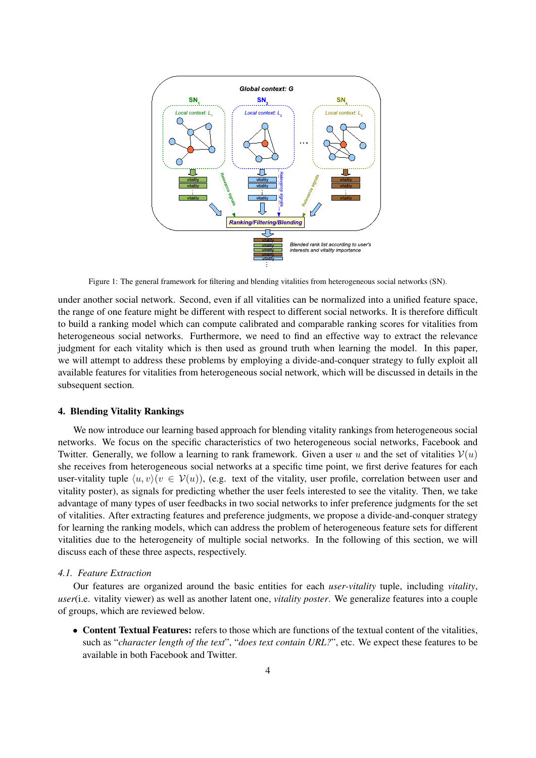Figure 1: The general framework for filtering and blending vitalities from heterogeneous social networks (SN).

under another social network. Second, even if all vitalities can be normalized into a unified feature space, the range of one feature might be different with respect to different social networks. It is therefore difficult to build a ranking model which can compute calibrated and comparable ranking scores for vitalities from heterogeneous social networks. Furthermore, we need to find an effective way to extract the relevance judgment for each vitality which is then used as ground truth when learning the model. In this paper, we will attempt to address these problems by employing a divide-and-conquer strategy to fully exploit all available features for vitalities from heterogeneous social network, which will be discussed in details in the subsequent section.

## 4. Blending Vitality Rankings

We now introduce our learning based approach for blending vitality rankings from heterogeneous social networks. We focus on the specific characteristics of two heterogeneous social networks, Facebook and Twitter. Generally, we follow a learning to rank framework. Given a user $u$ and the set of vitalities $\mathcal{V}(u)$ she receives from heterogeneous social networks at a specific time point, we first derive features for each user-vitality tuple $\langle u, v \rangle (v \in \mathcal{V}(u))$, (e.g. text of the vitality, user profile, correlation between user and vitality poster), as signals for predicting whether the user feels interested to see the vitality. Then, we take advantage of many types of user feedbacks in two social networks to infer preference judgments for the set of vitalities. After extracting features and preference judgments, we propose a divide-and-conquer strategy for learning the ranking models, which can address the problem of heterogeneous feature sets for different vitalities due to the heterogeneity of multiple social networks. In the following of this section, we will discuss each of these three aspects, respectively.

### *4.1. Feature Extraction*

Our features are organized around the basic entities for each *user-vitality* tuple, including *vitality*, *user*(i.e. vitality viewer) as well as another latent one, *vitality poster*. We generalize features into a couple of groups, which are reviewed below.

- **Content Textual Features:** refers to those which are functions of the textual content of the vitalities, such as "*character length of the text*", "*does text contain URL?*", etc. We expect these features to be available in both Facebook and Twitter.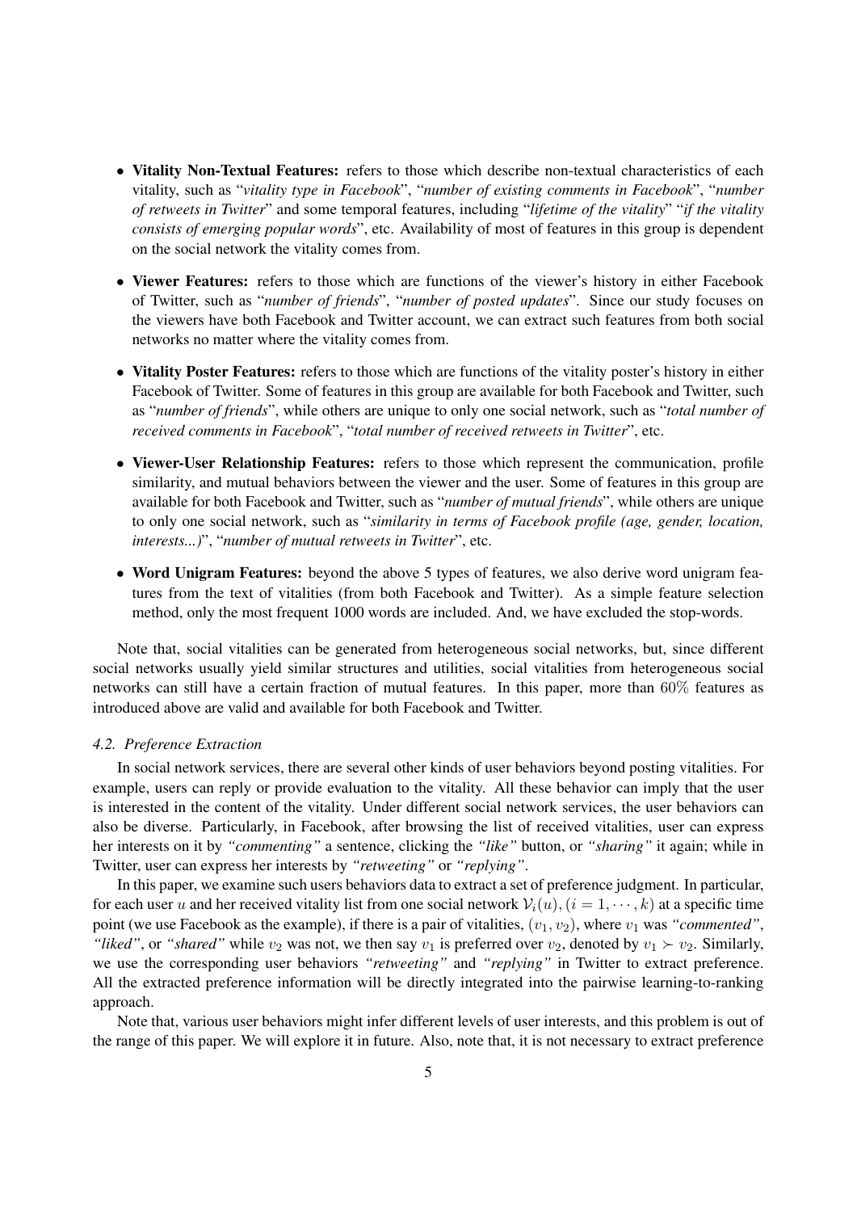- **Vitality Non-Textual Features:** refers to those which describe non-textual characteristics of each vitality, such as "*vitality type in Facebook*", "*number of existing comments in Facebook*", "*number of retweets in Twitter*" and some temporal features, including "*lifetime of the vitality*" "*if the vitality consists of emerging popular words*", etc. Availability of most of features in this group is dependent on the social network the vitality comes from.

- **Viewer Features:** refers to those which are functions of the viewer's history in either Facebook of Twitter, such as "*number of friends*", "*number of posted updates*". Since our study focuses on the viewers have both Facebook and Twitter account, we can extract such features from both social networks no matter where the vitality comes from.

- **Vitality Poster Features:** refers to those which are functions of the vitality poster's history in either Facebook of Twitter. Some of features in this group are available for both Facebook and Twitter, such as "*number of friends*", while others are unique to only one social network, such as "*total number of received comments in Facebook*", "*total number of received retweets in Twitter*", etc.

- **Viewer-User Relationship Features:** refers to those which represent the communication, profile similarity, and mutual behaviors between the viewer and the user. Some of features in this group are available for both Facebook and Twitter, such as "*number of mutual friends*", while others are unique to only one social network, such as "*similarity in terms of Facebook profile (age, gender, location, interests...)*", "*number of mutual retweets in Twitter*", etc.

- **Word Unigram Features:** beyond the above 5 types of features, we also derive word unigram features from the text of vitalities (from both Facebook and Twitter). As a simple feature selection method, only the most frequent 1000 words are included. And, we have excluded the stop-words.

Note that, social vitalities can be generated from heterogeneous social networks, but, since different social networks usually yield similar structures and utilities, social vitalities from heterogeneous social networks can still have a certain fraction of mutual features. In this paper, more than $60\%$ features as introduced above are valid and available for both Facebook and Twitter.

### *4.2. Preference Extraction*

In social network services, there are several other kinds of user behaviors beyond posting vitalities. For example, users can reply or provide evaluation to the vitality. All these behavior can imply that the user is interested in the content of the vitality. Under different social network services, the user behaviors can also be diverse. Particularly, in Facebook, after browsing the list of received vitalities, user can express her interests on it by *"commenting"* a sentence, clicking the *"like"* button, or *"sharing"* it again; while in Twitter, user can express her interests by *"retweeting"* or *"replying"*.

In this paper, we examine such users behaviors data to extract a set of preference judgment. In particular, for each user $u$ and her received vitality list from one social network $\mathcal{V}_i(u), (i = 1, \cdots, k)$ at a specific time point (we use Facebook as the example), if there is a pair of vitalities, $(v_1, v_2)$, where $v_1$ was *"commented"*, *"liked"*, or *"shared"* while $v_2$ was not, we then say $v_1$ is preferred over $v_2$, denoted by $v_1 \succ v_2$. Similarly, we use the corresponding user behaviors *"retweeting"* and *"replying"* in Twitter to extract preference. All the extracted preference information will be directly integrated into the pairwise learning-to-ranking approach.

Note that, various user behaviors might infer different levels of user interests, and this problem is out of the range of this paper. We will explore it in future. Also, note that, it is not necessary to extract preference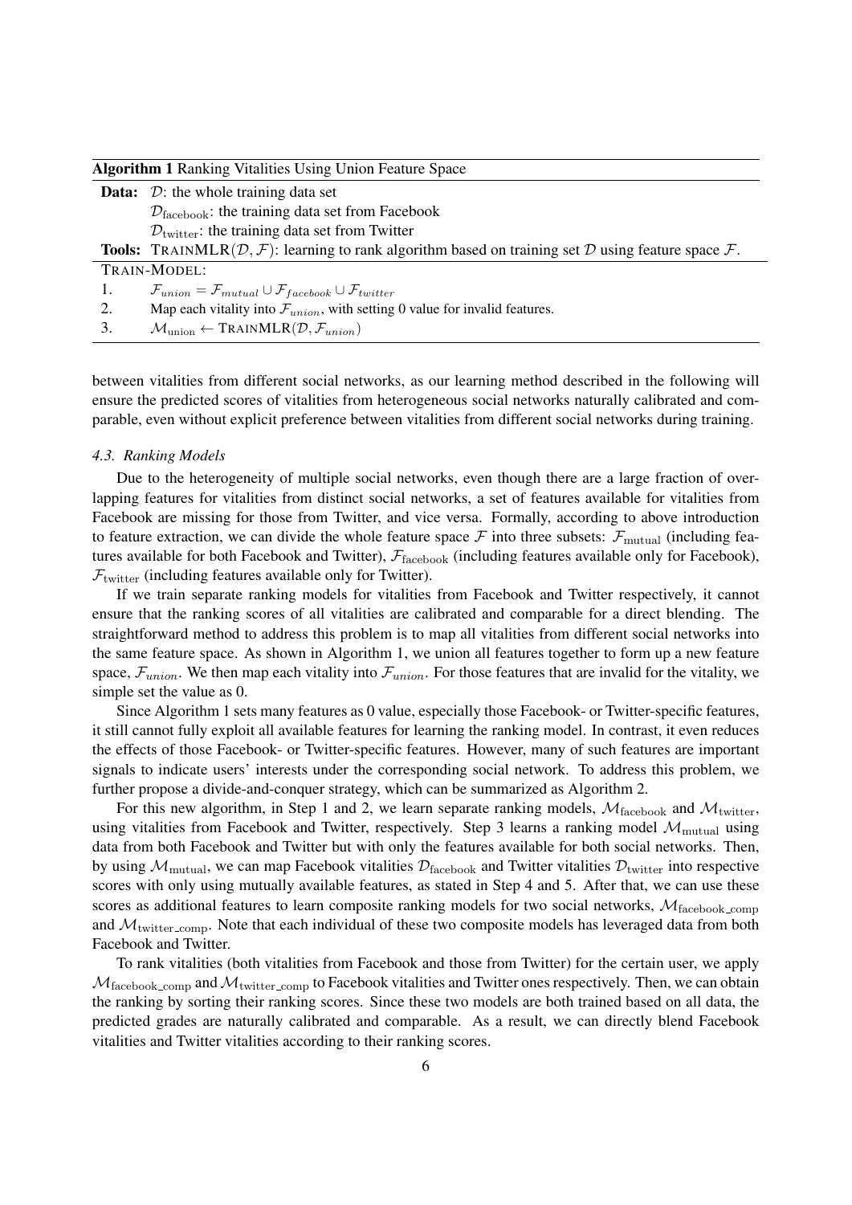**Algorithm 1** Ranking Vitalities Using Union Feature Space

**Data:** $\mathcal{D}$: the whole training data set
$\mathcal{D}_{\text{facebook}}$: the training data set from Facebook
$\mathcal{D}_{\text{twitter}}$: the training data set from Twitter
**Tools:** TRAINMLR($\mathcal{D}, \mathcal{F}$): learning to rank algorithm based on training set $\mathcal{D}$ using feature space $\mathcal{F}$.

TRAIN-MODEL:
1. $\mathcal{F}_{union} = \mathcal{F}_{mutual} \cup \mathcal{F}_{facebook} \cup \mathcal{F}_{twitter}$
2. Map each vitality into $\mathcal{F}_{union}$, with setting 0 value for invalid features.
3. $\mathcal{M}_{\text{union}} \leftarrow$ TRAINMLR($\mathcal{D}, \mathcal{F}_{union}$)

between vitalities from different social networks, as our learning method described in the following will ensure the predicted scores of vitalities from heterogeneous social networks naturally calibrated and comparable, even without explicit preference between vitalities from different social networks during training.

### *4.3. Ranking Models*

Due to the heterogeneity of multiple social networks, even though there are a large fraction of overlapping features for vitalities from distinct social networks, a set of features available for vitalities from Facebook are missing for those from Twitter, and vice versa. Formally, according to above introduction to feature extraction, we can divide the whole feature space $\mathcal{F}$ into three subsets: $\mathcal{F}_{\text{mutual}}$ (including features available for both Facebook and Twitter), $\mathcal{F}_{\text{facebook}}$ (including features available only for Facebook), $\mathcal{F}_{\text{twitter}}$ (including features available only for Twitter).

If we train separate ranking models for vitalities from Facebook and Twitter respectively, it cannot ensure that the ranking scores of all vitalities are calibrated and comparable for a direct blending. The straightforward method to address this problem is to map all vitalities from different social networks into the same feature space. As shown in Algorithm 1, we union all features together to form up a new feature space, $\mathcal{F}_{union}$. We then map each vitality into $\mathcal{F}_{union}$. For those features that are invalid for the vitality, we simple set the value as 0.

Since Algorithm 1 sets many features as 0 value, especially those Facebook- or Twitter-specific features, it still cannot fully exploit all available features for learning the ranking model. In contrast, it even reduces the effects of those Facebook- or Twitter-specific features. However, many of such features are important signals to indicate users' interests under the corresponding social network. To address this problem, we further propose a divide-and-conquer strategy, which can be summarized as Algorithm 2.

For this new algorithm, in Step 1 and 2, we learn separate ranking models, $\mathcal{M}_{\text{facebook}}$ and $\mathcal{M}_{\text{twitter}}$, using vitalities from Facebook and Twitter, respectively. Step 3 learns a ranking model $\mathcal{M}_{\text{mutual}}$ using data from both Facebook and Twitter but with only the features available for both social networks. Then, by using $\mathcal{M}_{\text{mutual}}$, we can map Facebook vitalities $\mathcal{D}_{\text{facebook}}$ and Twitter vitalities $\mathcal{D}_{\text{twitter}}$ into respective scores with only using mutually available features, as stated in Step 4 and 5. After that, we can use these scores as additional features to learn composite ranking models for two social networks, $\mathcal{M}_{\text{facebook\_comp}}$ and $\mathcal{M}_{\text{twitter\_comp}}$. Note that each individual of these two composite models has leveraged data from both Facebook and Twitter.

To rank vitalities (both vitalities from Facebook and those from Twitter) for the certain user, we apply $\mathcal{M}_{\text{facebook\_comp}}$ and $\mathcal{M}_{\text{twitter\_comp}}$ to Facebook vitalities and Twitter ones respectively. Then, we can obtain the ranking by sorting their ranking scores. Since these two models are both trained based on all data, the predicted grades are naturally calibrated and comparable. As a result, we can directly blend Facebook vitalities and Twitter vitalities according to their ranking scores.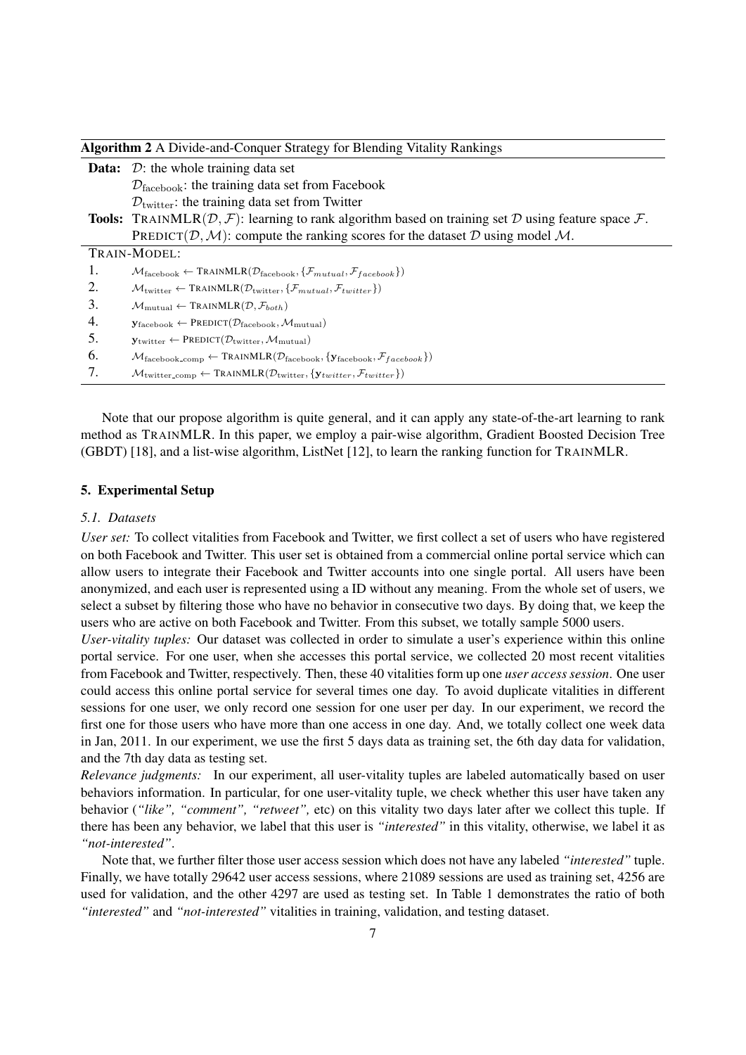**Algorithm 2** A Divide-and-Conquer Strategy for Blending Vitality Rankings

**Data:** $\mathcal{D}$: the whole training data set
$\mathcal{D}_{\text{facebook}}$: the training data set from Facebook
$\mathcal{D}_{\text{twitter}}$: the training data set from Twitter

**Tools:** TRAINMLR($\mathcal{D}, \mathcal{F}$): learning to rank algorithm based on training set $\mathcal{D}$ using feature space $\mathcal{F}$.
PREDICT($\mathcal{D}, \mathcal{M}$): compute the ranking scores for the dataset $\mathcal{D}$ using model $\mathcal{M}$.

TRAIN-MODEL:

1. $\mathcal{M}_{\text{facebook}} \leftarrow \text{TRAINMLR}(\mathcal{D}_{\text{facebook}}, \{\mathcal{F}_{mutual}, \mathcal{F}_{facebook}\})$
2. $\mathcal{M}_{\text{twitter}} \leftarrow \text{TRAINMLR}(\mathcal{D}_{\text{twitter}}, \{\mathcal{F}_{mutual}, \mathcal{F}_{twitter}\})$
3. $\mathcal{M}_{\text{mutual}} \leftarrow \text{TRAINMLR}(\mathcal{D}, \mathcal{F}_{both})$
4. $\mathbf{y}_{\text{facebook}} \leftarrow \text{PREDICT}(\mathcal{D}_{\text{facebook}}, \mathcal{M}_{\text{mutual}})$
5. $\mathbf{y}_{\text{twitter}} \leftarrow \text{PREDICT}(\mathcal{D}_{\text{twitter}}, \mathcal{M}_{\text{mutual}})$
6. $\mathcal{M}_{\text{facebook\_comp}} \leftarrow \text{TRAINMLR}(\mathcal{D}_{\text{facebook}}, \{\mathbf{y}_{\text{facebook}}, \mathcal{F}_{facebook}\})$
7. $\mathcal{M}_{\text{twitter\_comp}} \leftarrow \text{TRAINMLR}(\mathcal{D}_{\text{twitter}}, \{\mathbf{y}_{twitter}, \mathcal{F}_{twitter}\})$

Note that our propose algorithm is quite general, and it can apply any state-of-the-art learning to rank method as TRAINMLR. In this paper, we employ a pair-wise algorithm, Gradient Boosted Decision Tree (GBDT) [18], and a list-wise algorithm, ListNet [12], to learn the ranking function for TRAINMLR.

## 5. Experimental Setup

### 5.1. Datasets

*User set:* To collect vitalities from Facebook and Twitter, we first collect a set of users who have registered on both Facebook and Twitter. This user set is obtained from a commercial online portal service which can allow users to integrate their Facebook and Twitter accounts into one single portal. All users have been anonymized, and each user is represented using a ID without any meaning. From the whole set of users, we select a subset by filtering those who have no behavior in consecutive two days. By doing that, we keep the users who are active on both Facebook and Twitter. From this subset, we totally sample 5000 users.

*User-vitality tuples:* Our dataset was collected in order to simulate a user's experience within this online portal service. For one user, when she accesses this portal service, we collected 20 most recent vitalities from Facebook and Twitter, respectively. Then, these 40 vitalities form up one *user access session*. One user could access this online portal service for several times one day. To avoid duplicate vitalities in different sessions for one user, we only record one session for one user per day. In our experiment, we record the first one for those users who have more than one access in one day. And, we totally collect one week data in Jan, 2011. In our experiment, we use the first 5 days data as training set, the 6th day data for validation, and the 7th day data as testing set.

*Relevance judgments:* In our experiment, all user-vitality tuples are labeled automatically based on user behaviors information. In particular, for one user-vitality tuple, we check whether this user have taken any behavior (*"like", "comment", "retweet",* etc) on this vitality two days later after we collect this tuple. If there has been any behavior, we label that this user is *"interested"* in this vitality, otherwise, we label it as *"not-interested"*.

Note that, we further filter those user access session which does not have any labeled *"interested"* tuple. Finally, we have totally 29642 user access sessions, where 21089 sessions are used as training set, 4256 are used for validation, and the other 4297 are used as testing set. In Table 1 demonstrates the ratio of both *"interested"* and *"not-interested"* vitalities in training, validation, and testing dataset.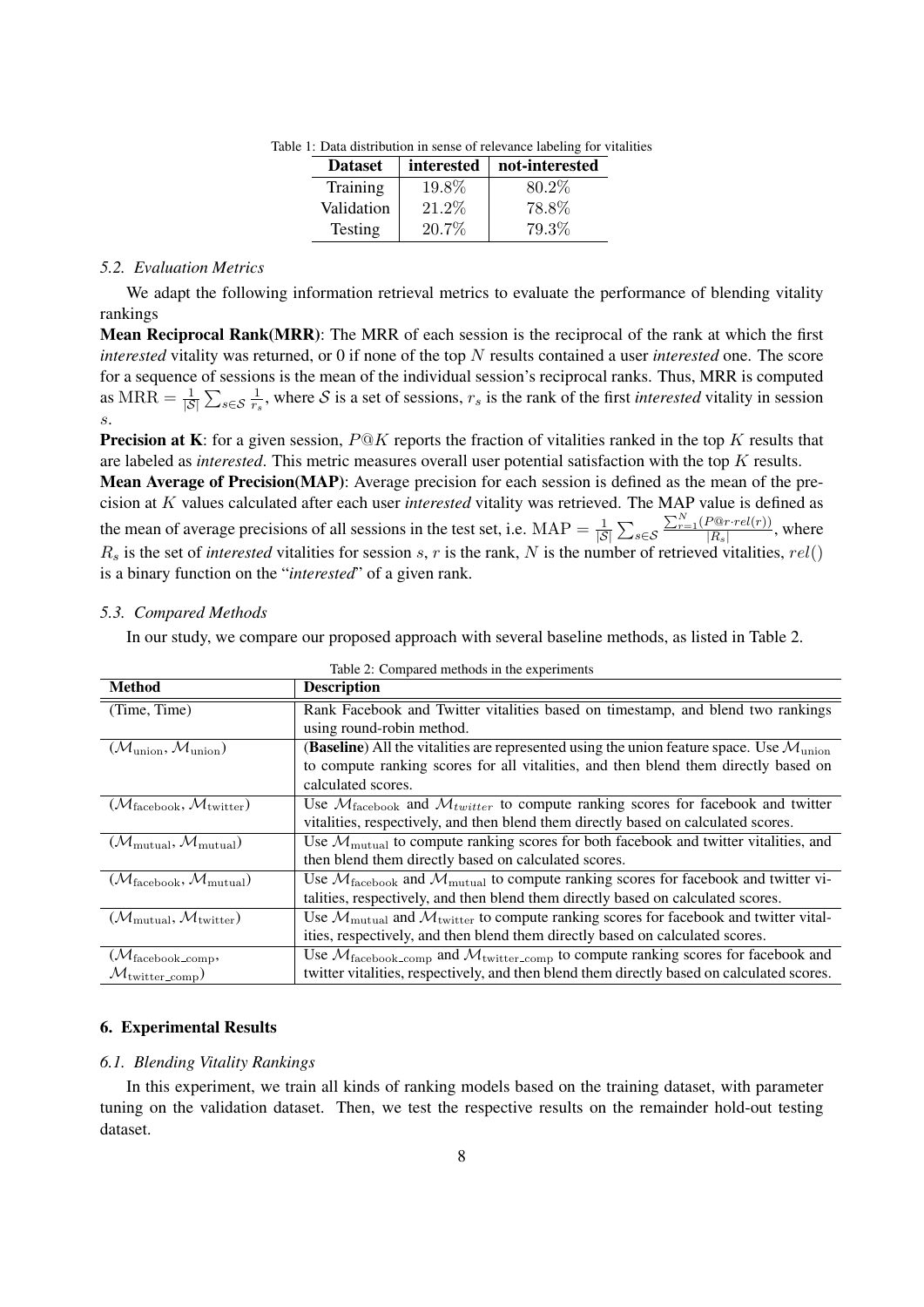Table 1: Data distribution in sense of relevance labeling for vitalities

| **Dataset** | **interested** | **not-interested** |
|---|---|---|
| Training | $19.8\%$ | $80.2\%$ |
| Validation | $21.2\%$ | $78.8\%$ |
| Testing | $20.7\%$ | $79.3\%$ |

### *5.2. Evaluation Metrics*

We adapt the following information retrieval metrics to evaluate the performance of blending vitality rankings

**Mean Reciprocal Rank(MRR)**: The MRR of each session is the reciprocal of the rank at which the first *interested* vitality was returned, or 0 if none of the top $N$ results contained a user *interested* one. The score for a sequence of sessions is the mean of the individual session's reciprocal ranks. Thus, MRR is computed as $\mathrm{MRR} = \frac{1}{|\mathcal{S}|}\sum_{s\in\mathcal{S}}\frac{1}{r_s}$, where $\mathcal{S}$ is a set of sessions, $r_s$ is the rank of the first *interested* vitality in session $s$.

**Precision at K**: for a given session, $P@K$ reports the fraction of vitalities ranked in the top $K$ results that are labeled as *interested*. This metric measures overall user potential satisfaction with the top $K$ results.

**Mean Average of Precision(MAP)**: Average precision for each session is defined as the mean of the precision at $K$ values calculated after each user *interested* vitality was retrieved. The MAP value is defined as the mean of average precisions of all sessions in the test set, i.e. $\mathrm{MAP} = \frac{1}{|\mathcal{S}|}\sum_{s\in\mathcal{S}}\frac{\sum_{r=1}^{N}(P@r\cdot rel(r))}{|R_s|}$, where $R_s$ is the set of *interested* vitalities for session $s$, $r$ is the rank, $N$ is the number of retrieved vitalities, $rel()$ is a binary function on the "*interested*" of a given rank.

### *5.3. Compared Methods*

In our study, we compare our proposed approach with several baseline methods, as listed in Table 2.

Table 2: Compared methods in the experiments

| **Method** | **Description** |
|---|---|
| (Time, Time) | Rank Facebook and Twitter vitalities based on timestamp, and blend two rankings using round-robin method. |
| $(\mathcal{M}_{\mathrm{union}}, \mathcal{M}_{\mathrm{union}})$ | (**Baseline**) All the vitalities are represented using the union feature space. Use $\mathcal{M}_{\mathrm{union}}$ to compute ranking scores for all vitalities, and then blend them directly based on calculated scores. |
| $(\mathcal{M}_{\mathrm{facebook}}, \mathcal{M}_{\mathrm{twitter}})$ | Use $\mathcal{M}_{\mathrm{facebook}}$ and $\mathcal{M}_{twitter}$ to compute ranking scores for facebook and twitter vitalities, respectively, and then blend them directly based on calculated scores. |
| $(\mathcal{M}_{\mathrm{mutual}}, \mathcal{M}_{\mathrm{mutual}})$ | Use $\mathcal{M}_{\mathrm{mutual}}$ to compute ranking scores for both facebook and twitter vitalities, and then blend them directly based on calculated scores. |
| $(\mathcal{M}_{\mathrm{facebook}}, \mathcal{M}_{\mathrm{mutual}})$ | Use $\mathcal{M}_{\mathrm{facebook}}$ and $\mathcal{M}_{\mathrm{mutual}}$ to compute ranking scores for facebook and twitter vitalities, respectively, and then blend them directly based on calculated scores. |
| $(\mathcal{M}_{\mathrm{mutual}}, \mathcal{M}_{\mathrm{twitter}})$ | Use $\mathcal{M}_{\mathrm{mutual}}$ and $\mathcal{M}_{\mathrm{twitter}}$ to compute ranking scores for facebook and twitter vitalities, respectively, and then blend them directly based on calculated scores. |
| $(\mathcal{M}_{\mathrm{facebook\_comp}}, \mathcal{M}_{\mathrm{twitter\_comp}})$ | Use $\mathcal{M}_{\mathrm{facebook\_comp}}$ and $\mathcal{M}_{\mathrm{twitter\_comp}}$ to compute ranking scores for facebook and twitter vitalities, respectively, and then blend them directly based on calculated scores. |

## 6. Experimental Results

### *6.1. Blending Vitality Rankings*

In this experiment, we train all kinds of ranking models based on the training dataset, with parameter tuning on the validation dataset. Then, we test the respective results on the remainder hold-out testing dataset.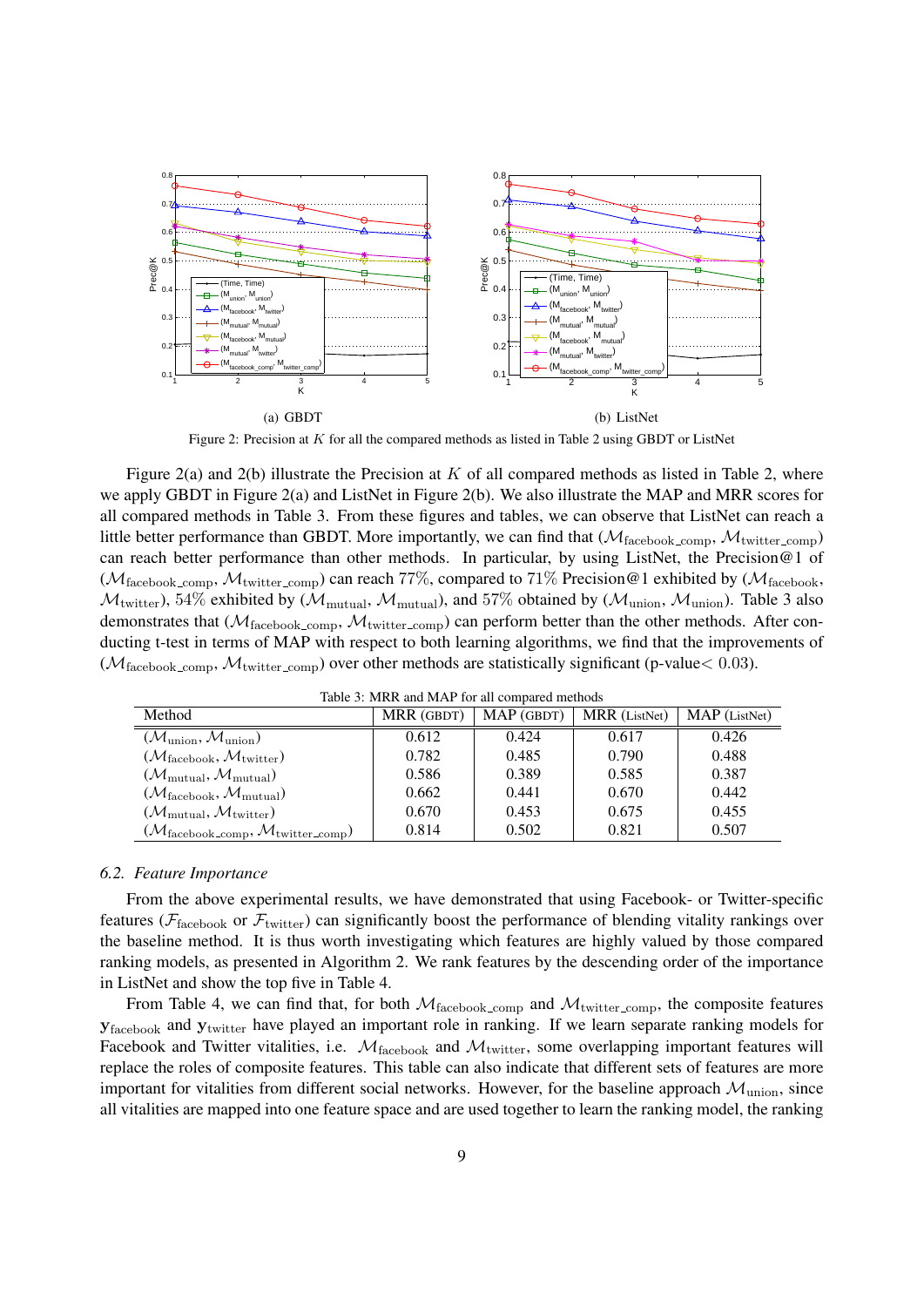(a) GBDT

(b) ListNet

Figure 2: Precision at $K$ for all the compared methods as listed in Table 2 using GBDT or ListNet

Figure 2(a) and 2(b) illustrate the Precision at $K$ of all compared methods as listed in Table 2, where we apply GBDT in Figure 2(a) and ListNet in Figure 2(b). We also illustrate the MAP and MRR scores for all compared methods in Table 3. From these figures and tables, we can observe that ListNet can reach a little better performance than GBDT. More importantly, we can find that ($\mathcal{M}_{\text{facebook\_comp}}$, $\mathcal{M}_{\text{twitter\_comp}}$) can reach better performance than other methods. In particular, by using ListNet, the Precision@1 of ($\mathcal{M}_{\text{facebook\_comp}}$, $\mathcal{M}_{\text{twitter\_comp}}$) can reach $77\%$, compared to $71\%$ Precision@1 exhibited by ($\mathcal{M}_{\text{facebook}}$, $\mathcal{M}_{\text{twitter}}$), $54\%$ exhibited by ($\mathcal{M}_{\text{mutual}}$, $\mathcal{M}_{\text{mutual}}$), and $57\%$ obtained by ($\mathcal{M}_{\text{union}}$, $\mathcal{M}_{\text{union}}$). Table 3 also demonstrates that ($\mathcal{M}_{\text{facebook\_comp}}$, $\mathcal{M}_{\text{twitter\_comp}}$) can perform better than the other methods. After conducting t-test in terms of MAP with respect to both learning algorithms, we find that the improvements of ($\mathcal{M}_{\text{facebook\_comp}}$, $\mathcal{M}_{\text{twitter\_comp}}$) over other methods are statistically significant (p-value$< 0.03$).

Table 3: MRR and MAP for all compared methods

| Method | MRR (GBDT) | MAP (GBDT) | MRR (ListNet) | MAP (ListNet) |
|---|---|---|---|---|
| ($\mathcal{M}_{\text{union}}$, $\mathcal{M}_{\text{union}}$) | 0.612 | 0.424 | 0.617 | 0.426 |
| ($\mathcal{M}_{\text{facebook}}$, $\mathcal{M}_{\text{twitter}}$) | 0.782 | 0.485 | 0.790 | 0.488 |
| ($\mathcal{M}_{\text{mutual}}$, $\mathcal{M}_{\text{mutual}}$) | 0.586 | 0.389 | 0.585 | 0.387 |
| ($\mathcal{M}_{\text{facebook}}$, $\mathcal{M}_{\text{mutual}}$) | 0.662 | 0.441 | 0.670 | 0.442 |
| ($\mathcal{M}_{\text{mutual}}$, $\mathcal{M}_{\text{twitter}}$) | 0.670 | 0.453 | 0.675 | 0.455 |
| ($\mathcal{M}_{\text{facebook\_comp}}$, $\mathcal{M}_{\text{twitter\_comp}}$) | 0.814 | 0.502 | 0.821 | 0.507 |

### 6.2. *Feature Importance*

From the above experimental results, we have demonstrated that using Facebook- or Twitter-specific features ($\mathcal{F}_{\text{facebook}}$ or $\mathcal{F}_{\text{twitter}}$) can significantly boost the performance of blending vitality rankings over the baseline method. It is thus worth investigating which features are highly valued by those compared ranking models, as presented in Algorithm 2. We rank features by the descending order of the importance in ListNet and show the top five in Table 4.

From Table 4, we can find that, for both $\mathcal{M}_{\text{facebook\_comp}}$ and $\mathcal{M}_{\text{twitter\_comp}}$, the composite features $\mathbf{y}_{\text{facebook}}$ and $\mathbf{y}_{\text{twitter}}$ have played an important role in ranking. If we learn separate ranking models for Facebook and Twitter vitalities, i.e. $\mathcal{M}_{\text{facebook}}$ and $\mathcal{M}_{\text{twitter}}$, some overlapping important features will replace the roles of composite features. This table can also indicate that different sets of features are more important for vitalities from different social networks. However, for the baseline approach $\mathcal{M}_{\text{union}}$, since all vitalities are mapped into one feature space and are used together to learn the ranking model, the ranking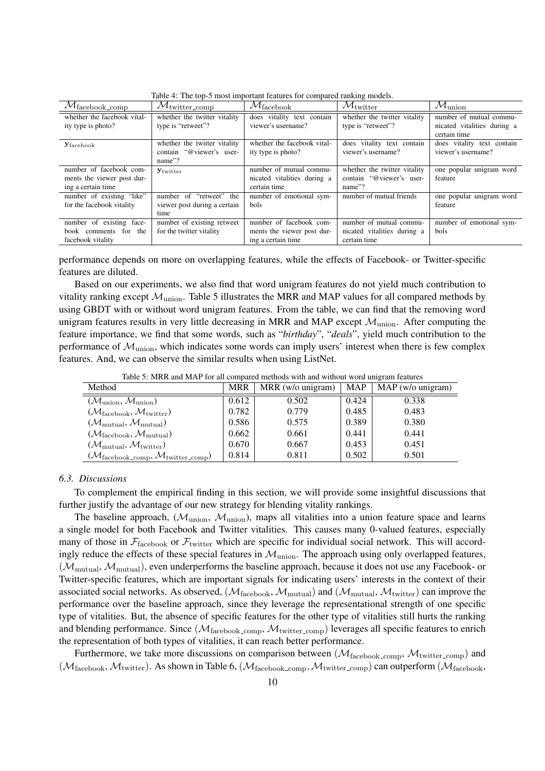Table 4: The top-5 most important features for compared ranking models.

| $\mathcal{M}_{\text{facebook\_comp}}$ | $\mathcal{M}_{\text{twitter\_comp}}$ | $\mathcal{M}_{\text{facebook}}$ | $\mathcal{M}_{\text{twitter}}$ | $\mathcal{M}_{\text{union}}$ |
|---|---|---|---|---|
| whether the facebook vitality type is photo? | whether the twitter vitality type is "retweet"? | does vitality text contain viewer's username? | whether the twitter vitality type is "retweet"? | number of mutual communicated vitalities during a certain time |
| $\mathbf{y}_{\text{facebook}}$ | whether the twitter vitality contain "@viewer's username"? | whether the facebook vitality type is photo? | does vitality text contain viewer's username? | does vitality text contain viewer's username? |
| number of facebook comments the viewer post during a certain time | $\mathbf{y}_{\text{twitter}}$ | number of mutual communicated vitalities during a certain time | whether the twitter vitality contain "@viewer's username"? | one popular unigram word feature |
| number of existing "like" for the facebook vitality | number of "retweet" the viewer post during a certain time | number of emotional symbols | number of mutual friends | one popular unigram word feature |
| number of existing facebook comments for the facebook vitality | number of existing retweet for the twitter vitality | number of facebook comments the viewer post during a certain time | number of mutual communicated vitalities during a certain time | number of emotional symbols |

performance depends on more on overlapping features, while the effects of Facebook- or Twitter-specific features are diluted.

Based on our experiments, we also find that word unigram features do not yield much contribution to vitality ranking except $\mathcal{M}_{\text{union}}$. Table 5 illustrates the MRR and MAP values for all compared methods by using GBDT with or without word unigram features. From the table, we can find that the removing word unigram features results in very little decreasing in MRR and MAP except $\mathcal{M}_{\text{union}}$. After computing the feature importance, we find that some words, such as "*birthday*", "*deals*", yield much contribution to the performance of $\mathcal{M}_{\text{union}}$, which indicates some words can imply users' interest when there is few complex features. And, we can observe the similar results when using ListNet.

Table 5: MRR and MAP for all compared methods with and without word unigram features

| Method | MRR | MRR (w/o unigram) | MAP | MAP (w/o unigram) |
|---|---|---|---|---|
| $(\mathcal{M}_{\text{union}}, \mathcal{M}_{\text{union}})$ | 0.612 | 0.502 | 0.424 | 0.338 |
| $(\mathcal{M}_{\text{facebook}}, \mathcal{M}_{\text{twitter}})$ | 0.782 | 0.779 | 0.485 | 0.483 |
| $(\mathcal{M}_{\text{mutual}}, \mathcal{M}_{\text{mutual}})$ | 0.586 | 0.575 | 0.389 | 0.380 |
| $(\mathcal{M}_{\text{facebook}}, \mathcal{M}_{\text{mutual}})$ | 0.662 | 0.661 | 0.441 | 0.441 |
| $(\mathcal{M}_{\text{mutual}}, \mathcal{M}_{\text{twitter}})$ | 0.670 | 0.667 | 0.453 | 0.451 |
| $(\mathcal{M}_{\text{facebook\_comp}}, \mathcal{M}_{\text{twitter\_comp}})$ | 0.814 | 0.811 | 0.502 | 0.501 |

### 6.3. Discussions

To complement the empirical finding in this section, we will provide some insightful discussions that further justify the advantage of our new strategy for blending vitality rankings.

The baseline approach, $(\mathcal{M}_{\text{union}}, \mathcal{M}_{\text{union}})$, maps all vitalities into a union feature space and learns a single model for both Facebook and Twitter vitalities. This causes many 0-valued features, especially many of those in $\mathcal{F}_{\text{facebook}}$ or $\mathcal{F}_{\text{twitter}}$ which are specific for individual social network. This will accordingly reduce the effects of these special features in $\mathcal{M}_{\text{union}}$. The approach using only overlapped features, $(\mathcal{M}_{\text{mutual}}, \mathcal{M}_{\text{mutual}})$, even underperforms the baseline approach, because it does not use any Facebook- or Twitter-specific features, which are important signals for indicating users' interests in the context of their associated social networks. As observed, $(\mathcal{M}_{\text{facebook}}, \mathcal{M}_{\text{mutual}})$ and $(\mathcal{M}_{\text{mutual}}, \mathcal{M}_{\text{twitter}})$ can improve the performance over the baseline approach, since they leverage the representational strength of one specific type of vitalities. But, the absence of specific features for the other type of vitalities still hurts the ranking and blending performance. Since $(\mathcal{M}_{\text{facebook\_comp}}, \mathcal{M}_{\text{twitter\_comp}})$ leverages all specific features to enrich the representation of both types of vitalities, it can reach better performance.

Furthermore, we take more discussions on comparison between $(\mathcal{M}_{\text{facebook\_comp}}, \mathcal{M}_{\text{twitter\_comp}})$ and $(\mathcal{M}_{\text{facebook}}, \mathcal{M}_{\text{twitter}})$. As shown in Table 6, $(\mathcal{M}_{\text{facebook\_comp}}, \mathcal{M}_{\text{twitter\_comp}})$ can outperform $(\mathcal{M}_{\text{facebook}},$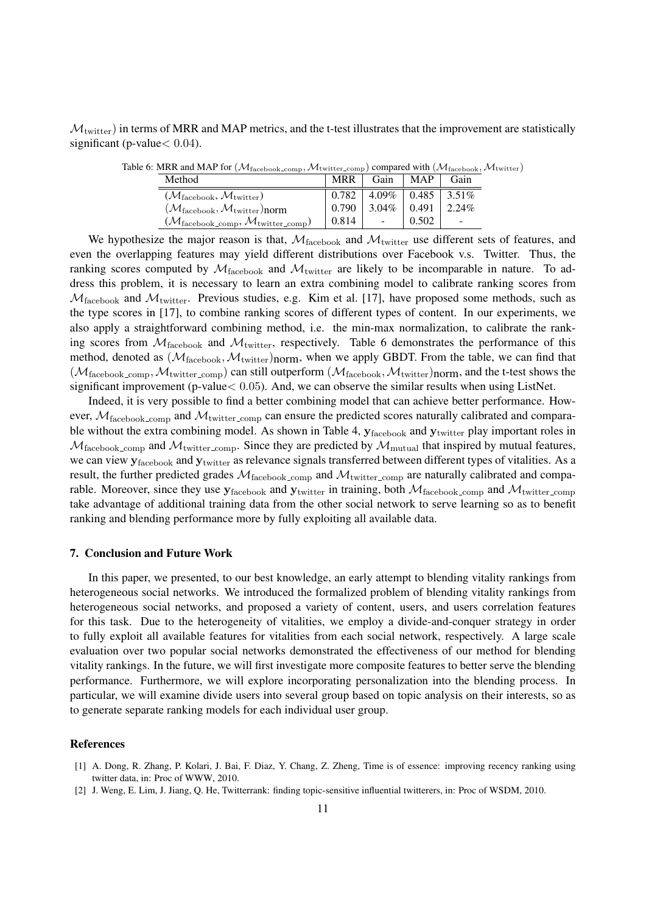$\mathcal{M}_{\text{twitter}}$) in terms of MRR and MAP metrics, and the t-test illustrates that the improvement are statistically significant (p-value$< 0.04$).

Table 6: MRR and MAP for $(\mathcal{M}_{\text{facebook\_comp}}, \mathcal{M}_{\text{twitter\_comp}})$ compared with $(\mathcal{M}_{\text{facebook}}, \mathcal{M}_{\text{twitter}})$

| Method | MRR | Gain | MAP | Gain |
|---|---|---|---|---|
| $(\mathcal{M}_{\text{facebook}}, \mathcal{M}_{\text{twitter}})$ | 0.782 | 4.09% | 0.485 | 3.51% |
| $(\mathcal{M}_{\text{facebook}}, \mathcal{M}_{\text{twitter}})$norm | 0.790 | 3.04% | 0.491 | 2.24% |
| $(\mathcal{M}_{\text{facebook\_comp}}, \mathcal{M}_{\text{twitter\_comp}})$ | 0.814 | - | 0.502 | - |

We hypothesize the major reason is that, $\mathcal{M}_{\text{facebook}}$ and $\mathcal{M}_{\text{twitter}}$ use different sets of features, and even the overlapping features may yield different distributions over Facebook v.s. Twitter. Thus, the ranking scores computed by $\mathcal{M}_{\text{facebook}}$ and $\mathcal{M}_{\text{twitter}}$ are likely to be incomparable in nature. To address this problem, it is necessary to learn an extra combining model to calibrate ranking scores from $\mathcal{M}_{\text{facebook}}$ and $\mathcal{M}_{\text{twitter}}$. Previous studies, e.g. Kim et al. [17], have proposed some methods, such as the type scores in [17], to combine ranking scores of different types of content. In our experiments, we also apply a straightforward combining method, i.e. the min-max normalization, to calibrate the ranking scores from $\mathcal{M}_{\text{facebook}}$ and $\mathcal{M}_{\text{twitter}}$, respectively. Table 6 demonstrates the performance of this method, denoted as $(\mathcal{M}_{\text{facebook}}, \mathcal{M}_{\text{twitter}})$norm, when we apply GBDT. From the table, we can find that $(\mathcal{M}_{\text{facebook\_comp}}, \mathcal{M}_{\text{twitter\_comp}})$ can still outperform $(\mathcal{M}_{\text{facebook}}, \mathcal{M}_{\text{twitter}})$norm, and the t-test shows the significant improvement (p-value$< 0.05$). And, we can observe the similar results when using ListNet.

Indeed, it is very possible to find a better combining model that can achieve better performance. However, $\mathcal{M}_{\text{facebook\_comp}}$ and $\mathcal{M}_{\text{twitter\_comp}}$ can ensure the predicted scores naturally calibrated and comparable without the extra combining model. As shown in Table 4, $\mathbf{y}_{\text{facebook}}$ and $\mathbf{y}_{\text{twitter}}$ play important roles in $\mathcal{M}_{\text{facebook\_comp}}$ and $\mathcal{M}_{\text{twitter\_comp}}$. Since they are predicted by $\mathcal{M}_{\text{mutual}}$ that inspired by mutual features, we can view $\mathbf{y}_{\text{facebook}}$ and $\mathbf{y}_{\text{twitter}}$ as relevance signals transferred between different types of vitalities. As a result, the further predicted grades $\mathcal{M}_{\text{facebook\_comp}}$ and $\mathcal{M}_{\text{twitter\_comp}}$ are naturally calibrated and comparable. Moreover, since they use $\mathbf{y}_{\text{facebook}}$ and $\mathbf{y}_{\text{twitter}}$ in training, both $\mathcal{M}_{\text{facebook\_comp}}$ and $\mathcal{M}_{\text{twitter\_comp}}$ take advantage of additional training data from the other social network to serve learning so as to benefit ranking and blending performance more by fully exploiting all available data.

## 7. Conclusion and Future Work

In this paper, we presented, to our best knowledge, an early attempt to blending vitality rankings from heterogeneous social networks. We introduced the formalized problem of blending vitality rankings from heterogeneous social networks, and proposed a variety of content, users, and users correlation features for this task. Due to the heterogeneity of vitalities, we employ a divide-and-conquer strategy in order to fully exploit all available features for vitalities from each social network, respectively. A large scale evaluation over two popular social networks demonstrated the effectiveness of our method for blending vitality rankings. In the future, we will first investigate more composite features to better serve the blending performance. Furthermore, we will explore incorporating personalization into the blending process. In particular, we will examine divide users into several group based on topic analysis on their interests, so as to generate separate ranking models for each individual user group.

## References

[1] A. Dong, R. Zhang, P. Kolari, J. Bai, F. Diaz, Y. Chang, Z. Zheng, Time is of essence: improving recency ranking using twitter data, in: Proc of WWW, 2010.

[2] J. Weng, E. Lim, J. Jiang, Q. He, Twitterrank: finding topic-sensitive influential twitterers, in: Proc of WSDM, 2010.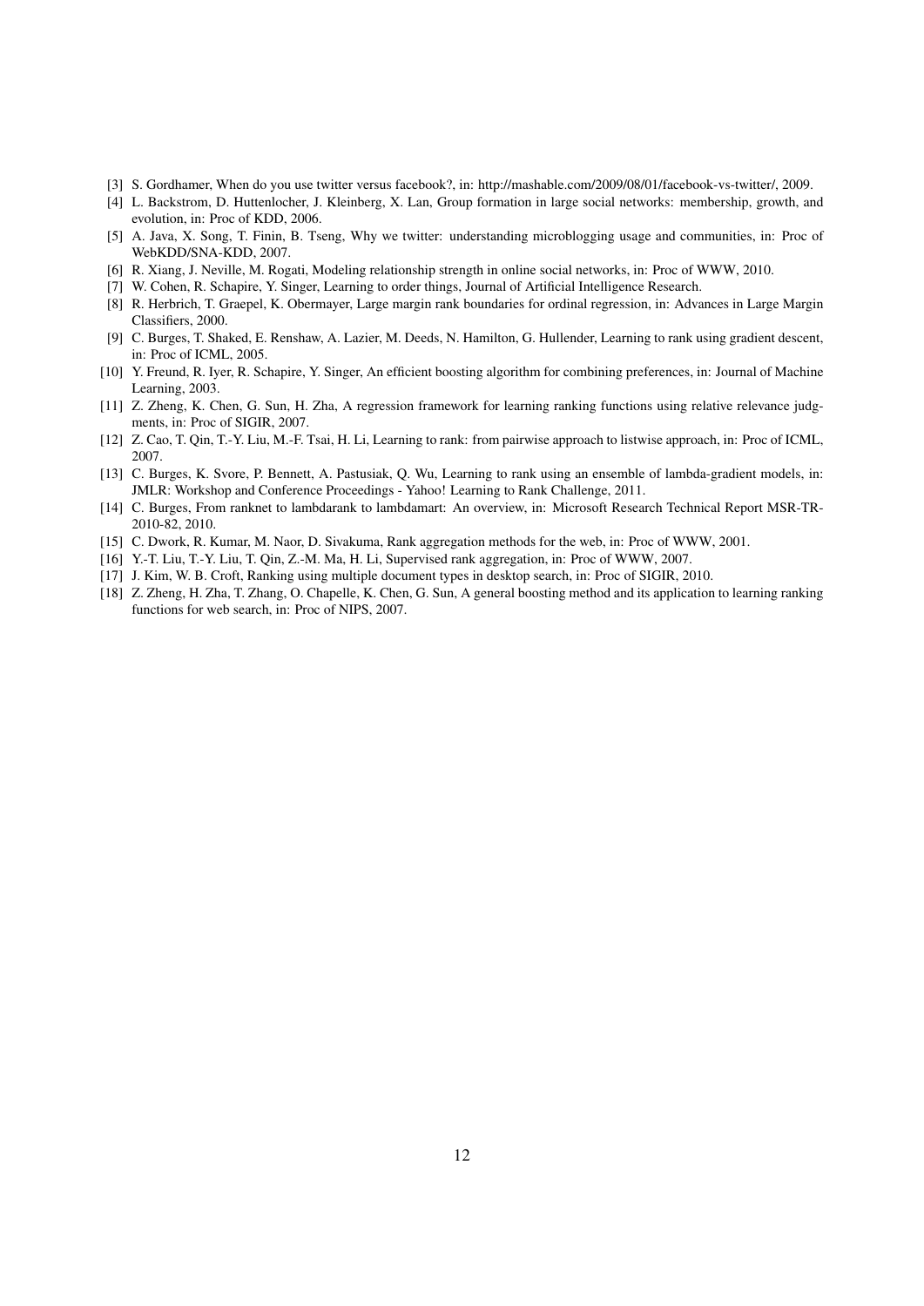[3] S. Gordhamer, When do you use twitter versus facebook?, in: http://mashable.com/2009/08/01/facebook-vs-twitter/, 2009.

[4] L. Backstrom, D. Huttenlocher, J. Kleinberg, X. Lan, Group formation in large social networks: membership, growth, and evolution, in: Proc of KDD, 2006.

[5] A. Java, X. Song, T. Finin, B. Tseng, Why we twitter: understanding microblogging usage and communities, in: Proc of WebKDD/SNA-KDD, 2007.

[6] R. Xiang, J. Neville, M. Rogati, Modeling relationship strength in online social networks, in: Proc of WWW, 2010.

[7] W. Cohen, R. Schapire, Y. Singer, Learning to order things, Journal of Artificial Intelligence Research.

[8] R. Herbrich, T. Graepel, K. Obermayer, Large margin rank boundaries for ordinal regression, in: Advances in Large Margin Classifiers, 2000.

[9] C. Burges, T. Shaked, E. Renshaw, A. Lazier, M. Deeds, N. Hamilton, G. Hullender, Learning to rank using gradient descent, in: Proc of ICML, 2005.

[10] Y. Freund, R. Iyer, R. Schapire, Y. Singer, An efficient boosting algorithm for combining preferences, in: Journal of Machine Learning, 2003.

[11] Z. Zheng, K. Chen, G. Sun, H. Zha, A regression framework for learning ranking functions using relative relevance judgments, in: Proc of SIGIR, 2007.

[12] Z. Cao, T. Qin, T.-Y. Liu, M.-F. Tsai, H. Li, Learning to rank: from pairwise approach to listwise approach, in: Proc of ICML, 2007.

[13] C. Burges, K. Svore, P. Bennett, A. Pastusiak, Q. Wu, Learning to rank using an ensemble of lambda-gradient models, in: JMLR: Workshop and Conference Proceedings - Yahoo! Learning to Rank Challenge, 2011.

[14] C. Burges, From ranknet to lambdarank to lambdamart: An overview, in: Microsoft Research Technical Report MSR-TR-2010-82, 2010.

[15] C. Dwork, R. Kumar, M. Naor, D. Sivakuma, Rank aggregation methods for the web, in: Proc of WWW, 2001.

[16] Y.-T. Liu, T.-Y. Liu, T. Qin, Z.-M. Ma, H. Li, Supervised rank aggregation, in: Proc of WWW, 2007.

[17] J. Kim, W. B. Croft, Ranking using multiple document types in desktop search, in: Proc of SIGIR, 2010.

[18] Z. Zheng, H. Zha, T. Zhang, O. Chapelle, K. Chen, G. Sun, A general boosting method and its application to learning ranking functions for web search, in: Proc of NIPS, 2007.